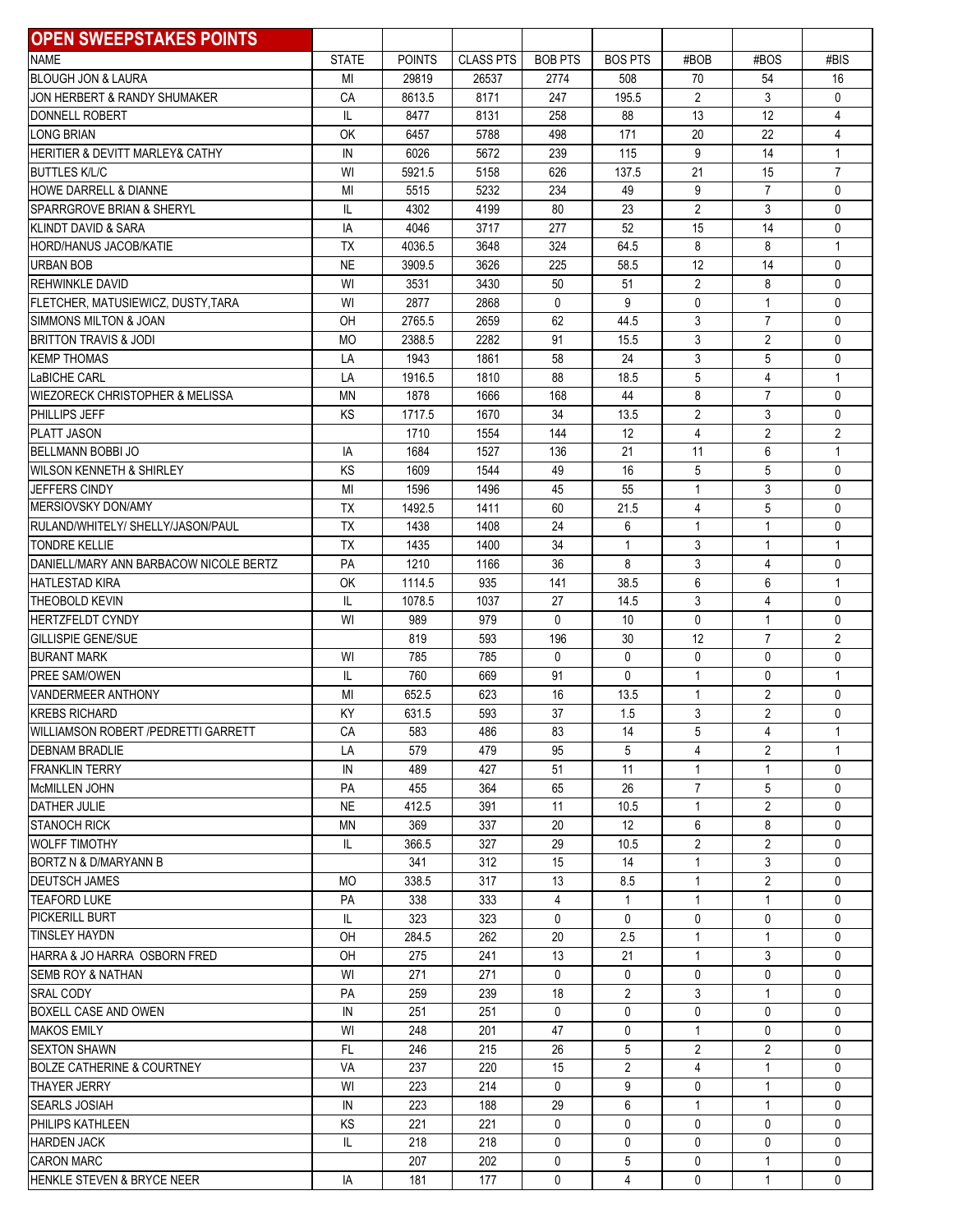## OPEN SWEEPSTAKES POINTS

| NAME | STATE | POINTS | CLASS PTS | BOB PTS | BOS PTS | #BOB | #BOS | #BIS |
|---|---|---|---|---|---|---|---|---|
| BLOUGH JON & LAURA | MI | 29819 | 26537 | 2774 | 508 | 70 | 54 | 16 |
| JON HERBERT & RANDY SHUMAKER | CA | 8613.5 | 8171 | 247 | 195.5 | 2 | 3 | 0 |
| DONNELL ROBERT | IL | 8477 | 8131 | 258 | 88 | 13 | 12 | 4 |
| LONG BRIAN | OK | 6457 | 5788 | 498 | 171 | 20 | 22 | 4 |
| HERITIER & DEVITT MARLEY& CATHY | IN | 6026 | 5672 | 239 | 115 | 9 | 14 | 1 |
| BUTTLES K/L/C | WI | 5921.5 | 5158 | 626 | 137.5 | 21 | 15 | 7 |
| HOWE DARRELL & DIANNE | MI | 5515 | 5232 | 234 | 49 | 9 | 7 | 0 |
| SPARRGROVE BRIAN & SHERYL | IL | 4302 | 4199 | 80 | 23 | 2 | 3 | 0 |
| KLINDT DAVID & SARA | IA | 4046 | 3717 | 277 | 52 | 15 | 14 | 0 |
| HORD/HANUS JACOB/KATIE | TX | 4036.5 | 3648 | 324 | 64.5 | 8 | 8 | 1 |
| URBAN BOB | NE | 3909.5 | 3626 | 225 | 58.5 | 12 | 14 | 0 |
| REHWINKLE DAVID | WI | 3531 | 3430 | 50 | 51 | 2 | 8 | 0 |
| FLETCHER, MATUSIEWICZ, DUSTY,TARA | WI | 2877 | 2868 | 0 | 9 | 0 | 1 | 0 |
| SIMMONS MILTON & JOAN | OH | 2765.5 | 2659 | 62 | 44.5 | 3 | 7 | 0 |
| BRITTON TRAVIS & JODI | MO | 2388.5 | 2282 | 91 | 15.5 | 3 | 2 | 0 |
| KEMP THOMAS | LA | 1943 | 1861 | 58 | 24 | 3 | 5 | 0 |
| LaBICHE CARL | LA | 1916.5 | 1810 | 88 | 18.5 | 5 | 4 | 1 |
| WIEZORECK CHRISTOPHER & MELISSA | MN | 1878 | 1666 | 168 | 44 | 8 | 7 | 0 |
| PHILLIPS JEFF | KS | 1717.5 | 1670 | 34 | 13.5 | 2 | 3 | 0 |
| PLATT JASON | | 1710 | 1554 | 144 | 12 | 4 | 2 | 2 |
| BELLMANN BOBBI JO | IA | 1684 | 1527 | 136 | 21 | 11 | 6 | 1 |
| WILSON KENNETH & SHIRLEY | KS | 1609 | 1544 | 49 | 16 | 5 | 5 | 0 |
| JEFFERS CINDY | MI | 1596 | 1496 | 45 | 55 | 1 | 3 | 0 |
| MERSIOVSKY DON/AMY | TX | 1492.5 | 1411 | 60 | 21.5 | 4 | 5 | 0 |
| RULAND/WHITELY/ SHELLY/JASON/PAUL | TX | 1438 | 1408 | 24 | 6 | 1 | 1 | 0 |
| TONDRE KELLIE | TX | 1435 | 1400 | 34 | 1 | 3 | 1 | 1 |
| DANIELL/MARY ANN BARBACOW NICOLE BERTZ | PA | 1210 | 1166 | 36 | 8 | 3 | 4 | 0 |
| HATLESTAD KIRA | OK | 1114.5 | 935 | 141 | 38.5 | 6 | 6 | 1 |
| THEOBOLD KEVIN | IL | 1078.5 | 1037 | 27 | 14.5 | 3 | 4 | 0 |
| HERTZFELDT CYNDY | WI | 989 | 979 | 0 | 10 | 0 | 1 | 0 |
| GILLISPIE GENE/SUE | | 819 | 593 | 196 | 30 | 12 | 7 | 2 |
| BURANT MARK | WI | 785 | 785 | 0 | 0 | 0 | 0 | 0 |
| PREE SAM/OWEN | IL | 760 | 669 | 91 | 0 | 1 | 0 | 1 |
| VANDERMEER ANTHONY | MI | 652.5 | 623 | 16 | 13.5 | 1 | 2 | 0 |
| KREBS RICHARD | KY | 631.5 | 593 | 37 | 1.5 | 3 | 2 | 0 |
| WILLIAMSON ROBERT /PEDRETTI GARRETT | CA | 583 | 486 | 83 | 14 | 5 | 4 | 1 |
| DEBNAM BRADLIE | LA | 579 | 479 | 95 | 5 | 4 | 2 | 1 |
| FRANKLIN TERRY | IN | 489 | 427 | 51 | 11 | 1 | 1 | 0 |
| McMILLEN JOHN | PA | 455 | 364 | 65 | 26 | 7 | 5 | 0 |
| DATHER JULIE | NE | 412.5 | 391 | 11 | 10.5 | 1 | 2 | 0 |
| STANOCH RICK | MN | 369 | 337 | 20 | 12 | 6 | 8 | 0 |
| WOLFF TIMOTHY | IL | 366.5 | 327 | 29 | 10.5 | 2 | 2 | 0 |
| BORTZ N & D/MARYANN B | | 341 | 312 | 15 | 14 | 1 | 3 | 0 |
| DEUTSCH JAMES | MO | 338.5 | 317 | 13 | 8.5 | 1 | 2 | 0 |
| TEAFORD LUKE | PA | 338 | 333 | 4 | 1 | 1 | 1 | 0 |
| PICKERILL BURT | IL | 323 | 323 | 0 | 0 | 0 | 0 | 0 |
| TINSLEY HAYDN | OH | 284.5 | 262 | 20 | 2.5 | 1 | 1 | 0 |
| HARRA & JO HARRA OSBORN FRED | OH | 275 | 241 | 13 | 21 | 1 | 3 | 0 |
| SEMB ROY & NATHAN | WI | 271 | 271 | 0 | 0 | 0 | 0 | 0 |
| SRAL CODY | PA | 259 | 239 | 18 | 2 | 3 | 1 | 0 |
| BOXELL CASE AND OWEN | IN | 251 | 251 | 0 | 0 | 0 | 0 | 0 |
| MAKOS EMILY | WI | 248 | 201 | 47 | 0 | 1 | 0 | 0 |
| SEXTON SHAWN | FL | 246 | 215 | 26 | 5 | 2 | 2 | 0 |
| BOLZE CATHERINE & COURTNEY | VA | 237 | 220 | 15 | 2 | 4 | 1 | 0 |
| THAYER JERRY | WI | 223 | 214 | 0 | 9 | 0 | 1 | 0 |
| SEARLS JOSIAH | IN | 223 | 188 | 29 | 6 | 1 | 1 | 0 |
| PHILIPS KATHLEEN | KS | 221 | 221 | 0 | 0 | 0 | 0 | 0 |
| HARDEN JACK | IL | 218 | 218 | 0 | 0 | 0 | 0 | 0 |
| CARON MARC | | 207 | 202 | 0 | 5 | 0 | 1 | 0 |
| HENKLE STEVEN & BRYCE NEER | IA | 181 | 177 | 0 | 4 | 0 | 1 | 0 |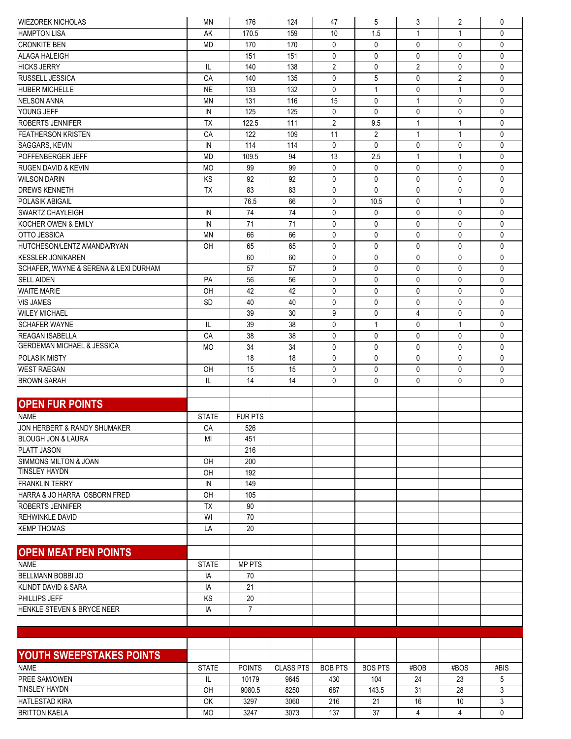| | | | | | | | | |
|---|---|---|---|---|---|---|---|---|
| WIEZOREK NICHOLAS | MN | 176 | 124 | 47 | 5 | 3 | 2 | 0 |
| HAMPTON LISA | AK | 170.5 | 159 | 10 | 1.5 | 1 | 1 | 0 |
| CRONKITE BEN | MD | 170 | 170 | 0 | 0 | 0 | 0 | 0 |
| ALAGA HALEIGH | | 151 | 151 | 0 | 0 | 0 | 0 | 0 |
| HICKS JERRY | IL | 140 | 138 | 2 | 0 | 2 | 0 | 0 |
| RUSSELL JESSICA | CA | 140 | 135 | 0 | 5 | 0 | 2 | 0 |
| HUBER MICHELLE | NE | 133 | 132 | 0 | 1 | 0 | 1 | 0 |
| NELSON ANNA | MN | 131 | 116 | 15 | 0 | 1 | 0 | 0 |
| YOUNG JEFF | IN | 125 | 125 | 0 | 0 | 0 | 0 | 0 |
| ROBERTS JENNIFER | TX | 122.5 | 111 | 2 | 9.5 | 1 | 1 | 0 |
| FEATHERSON KRISTEN | CA | 122 | 109 | 11 | 2 | 1 | 1 | 0 |
| SAGGARS, KEVIN | IN | 114 | 114 | 0 | 0 | 0 | 0 | 0 |
| POFFENBERGER JEFF | MD | 109.5 | 94 | 13 | 2.5 | 1 | 1 | 0 |
| RUGEN DAVID & KEVIN | MO | 99 | 99 | 0 | 0 | 0 | 0 | 0 |
| WILSON DARIN | KS | 92 | 92 | 0 | 0 | 0 | 0 | 0 |
| DREWS KENNETH | TX | 83 | 83 | 0 | 0 | 0 | 0 | 0 |
| POLASIK ABIGAIL | | 76.5 | 66 | 0 | 10.5 | 0 | 1 | 0 |
| SWARTZ CHAYLEIGH | IN | 74 | 74 | 0 | 0 | 0 | 0 | 0 |
| KOCHER OWEN & EMILY | IN | 71 | 71 | 0 | 0 | 0 | 0 | 0 |
| OTTO JESSICA | MN | 66 | 66 | 0 | 0 | 0 | 0 | 0 |
| HUTCHESON/LENTZ AMANDA/RYAN | OH | 65 | 65 | 0 | 0 | 0 | 0 | 0 |
| KESSLER JON/KAREN | | 60 | 60 | 0 | 0 | 0 | 0 | 0 |
| SCHAFER, WAYNE & SERENA & LEXI DURHAM | | 57 | 57 | 0 | 0 | 0 | 0 | 0 |
| SELL AIDEN | PA | 56 | 56 | 0 | 0 | 0 | 0 | 0 |
| WAITE MARIE | OH | 42 | 42 | 0 | 0 | 0 | 0 | 0 |
| VIS JAMES | SD | 40 | 40 | 0 | 0 | 0 | 0 | 0 |
| WILEY MICHAEL | | 39 | 30 | 9 | 0 | 4 | 0 | 0 |
| SCHAFER WAYNE | IL | 39 | 38 | 0 | 1 | 0 | 1 | 0 |
| REAGAN ISABELLA | CA | 38 | 38 | 0 | 0 | 0 | 0 | 0 |
| GERDEMAN MICHAEL & JESSICA | MO | 34 | 34 | 0 | 0 | 0 | 0 | 0 |
| POLASIK MISTY | | 18 | 18 | 0 | 0 | 0 | 0 | 0 |
| WEST RAEGAN | OH | 15 | 15 | 0 | 0 | 0 | 0 | 0 |
| BROWN SARAH | IL | 14 | 14 | 0 | 0 | 0 | 0 | 0 |

## OPEN FUR POINTS

| NAME | STATE | FUR PTS |
|---|---|---|
| JON HERBERT & RANDY SHUMAKER | CA | 526 |
| BLOUGH JON & LAURA | MI | 451 |
| PLATT JASON | | 216 |
| SIMMONS MILTON & JOAN | OH | 200 |
| TINSLEY HAYDN | OH | 192 |
| FRANKLIN TERRY | IN | 149 |
| HARRA & JO HARRA OSBORN FRED | OH | 105 |
| ROBERTS JENNIFER | TX | 90 |
| REHWINKLE DAVID | WI | 70 |
| KEMP THOMAS | LA | 20 |

## OPEN MEAT PEN POINTS

| NAME | STATE | MP PTS |
|---|---|---|
| BELLMANN BOBBI JO | IA | 70 |
| KLINDT DAVID & SARA | IA | 21 |
| PHILLIPS JEFF | KS | 20 |
| HENKLE STEVEN & BRYCE NEER | IA | 7 |

## YOUTH SWEEPSTAKES POINTS

| NAME | STATE | POINTS | CLASS PTS | BOB PTS | BOS PTS | #BOB | #BOS | #BIS |
|---|---|---|---|---|---|---|---|---|
| PREE SAM/OWEN | IL | 10179 | 9645 | 430 | 104 | 24 | 23 | 5 |
| TINSLEY HAYDN | OH | 9080.5 | 8250 | 687 | 143.5 | 31 | 28 | 3 |
| HATLESTAD KIRA | OK | 3297 | 3060 | 216 | 21 | 16 | 10 | 3 |
| BRITTON KAELA | MO | 3247 | 3073 | 137 | 37 | 4 | 4 | 0 |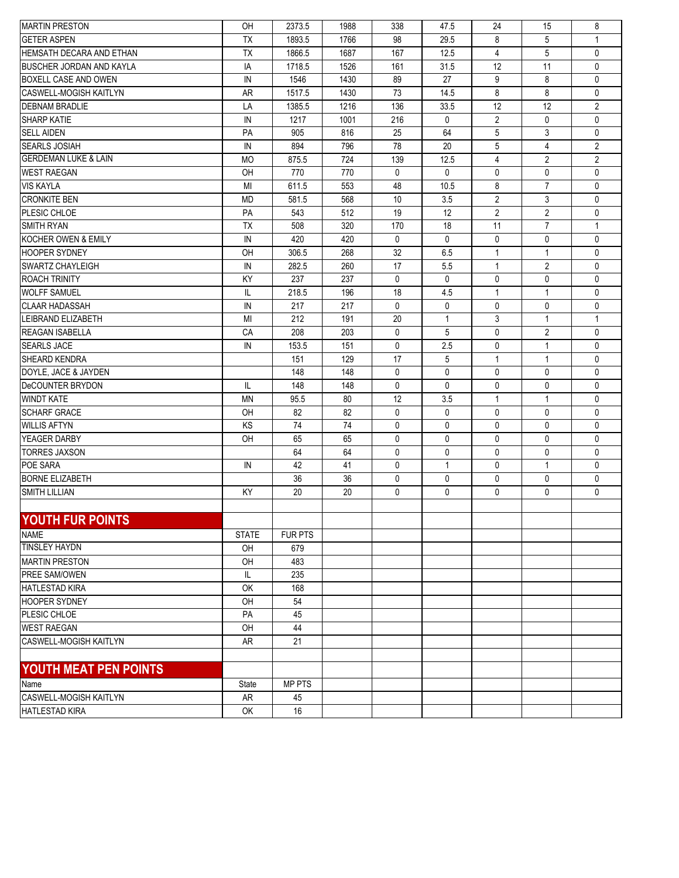| | | | | | | | | |
|---|---|---|---|---|---|---|---|---|
| MARTIN PRESTON | OH | 2373.5 | 1988 | 338 | 47.5 | 24 | 15 | 8 |
| GETER ASPEN | TX | 1893.5 | 1766 | 98 | 29.5 | 8 | 5 | 1 |
| HEMSATH DECARA AND ETHAN | TX | 1866.5 | 1687 | 167 | 12.5 | 4 | 5 | 0 |
| BUSCHER JORDAN AND KAYLA | IA | 1718.5 | 1526 | 161 | 31.5 | 12 | 11 | 0 |
| BOXELL CASE AND OWEN | IN | 1546 | 1430 | 89 | 27 | 9 | 8 | 0 |
| CASWELL-MOGISH KAITLYN | AR | 1517.5 | 1430 | 73 | 14.5 | 8 | 8 | 0 |
| DEBNAM BRADLIE | LA | 1385.5 | 1216 | 136 | 33.5 | 12 | 12 | 2 |
| SHARP KATIE | IN | 1217 | 1001 | 216 | 0 | 2 | 0 | 0 |
| SELL AIDEN | PA | 905 | 816 | 25 | 64 | 5 | 3 | 0 |
| SEARLS JOSIAH | IN | 894 | 796 | 78 | 20 | 5 | 4 | 2 |
| GERDEMAN LUKE & LAIN | MO | 875.5 | 724 | 139 | 12.5 | 4 | 2 | 2 |
| WEST RAEGAN | OH | 770 | 770 | 0 | 0 | 0 | 0 | 0 |
| VIS KAYLA | MI | 611.5 | 553 | 48 | 10.5 | 8 | 7 | 0 |
| CRONKITE BEN | MD | 581.5 | 568 | 10 | 3.5 | 2 | 3 | 0 |
| PLESIC CHLOE | PA | 543 | 512 | 19 | 12 | 2 | 2 | 0 |
| SMITH RYAN | TX | 508 | 320 | 170 | 18 | 11 | 7 | 1 |
| KOCHER OWEN & EMILY | IN | 420 | 420 | 0 | 0 | 0 | 0 | 0 |
| HOOPER SYDNEY | OH | 306.5 | 268 | 32 | 6.5 | 1 | 1 | 0 |
| SWARTZ CHAYLEIGH | IN | 282.5 | 260 | 17 | 5.5 | 1 | 2 | 0 |
| ROACH TRINITY | KY | 237 | 237 | 0 | 0 | 0 | 0 | 0 |
| WOLFF SAMUEL | IL | 218.5 | 196 | 18 | 4.5 | 1 | 1 | 0 |
| CLAAR HADASSAH | IN | 217 | 217 | 0 | 0 | 0 | 0 | 0 |
| LEIBRAND ELIZABETH | MI | 212 | 191 | 20 | 1 | 3 | 1 | 1 |
| REAGAN ISABELLA | CA | 208 | 203 | 0 | 5 | 0 | 2 | 0 |
| SEARLS JACE | IN | 153.5 | 151 | 0 | 2.5 | 0 | 1 | 0 |
| SHEARD KENDRA | | 151 | 129 | 17 | 5 | 1 | 1 | 0 |
| DOYLE, JACE & JAYDEN | | 148 | 148 | 0 | 0 | 0 | 0 | 0 |
| DeCOUNTER BRYDON | IL | 148 | 148 | 0 | 0 | 0 | 0 | 0 |
| WINDT KATE | MN | 95.5 | 80 | 12 | 3.5 | 1 | 1 | 0 |
| SCHARF GRACE | OH | 82 | 82 | 0 | 0 | 0 | 0 | 0 |
| WILLIS AFTYN | KS | 74 | 74 | 0 | 0 | 0 | 0 | 0 |
| YEAGER DARBY | OH | 65 | 65 | 0 | 0 | 0 | 0 | 0 |
| TORRES JAXSON | | 64 | 64 | 0 | 0 | 0 | 0 | 0 |
| POE SARA | IN | 42 | 41 | 0 | 1 | 0 | 1 | 0 |
| BORNE ELIZABETH | | 36 | 36 | 0 | 0 | 0 | 0 | 0 |
| SMITH LILLIAN | KY | 20 | 20 | 0 | 0 | 0 | 0 | 0 |

## YOUTH FUR POINTS

| NAME | STATE | FUR PTS |
|---|---|---|
| TINSLEY HAYDN | OH | 679 |
| MARTIN PRESTON | OH | 483 |
| PREE SAM/OWEN | IL | 235 |
| HATLESTAD KIRA | OK | 168 |
| HOOPER SYDNEY | OH | 54 |
| PLESIC CHLOE | PA | 45 |
| WEST RAEGAN | OH | 44 |
| CASWELL-MOGISH KAITLYN | AR | 21 |

## YOUTH MEAT PEN POINTS

| Name | State | MP PTS |
|---|---|---|
| CASWELL-MOGISH KAITLYN | AR | 45 |
| HATLESTAD KIRA | OK | 16 |